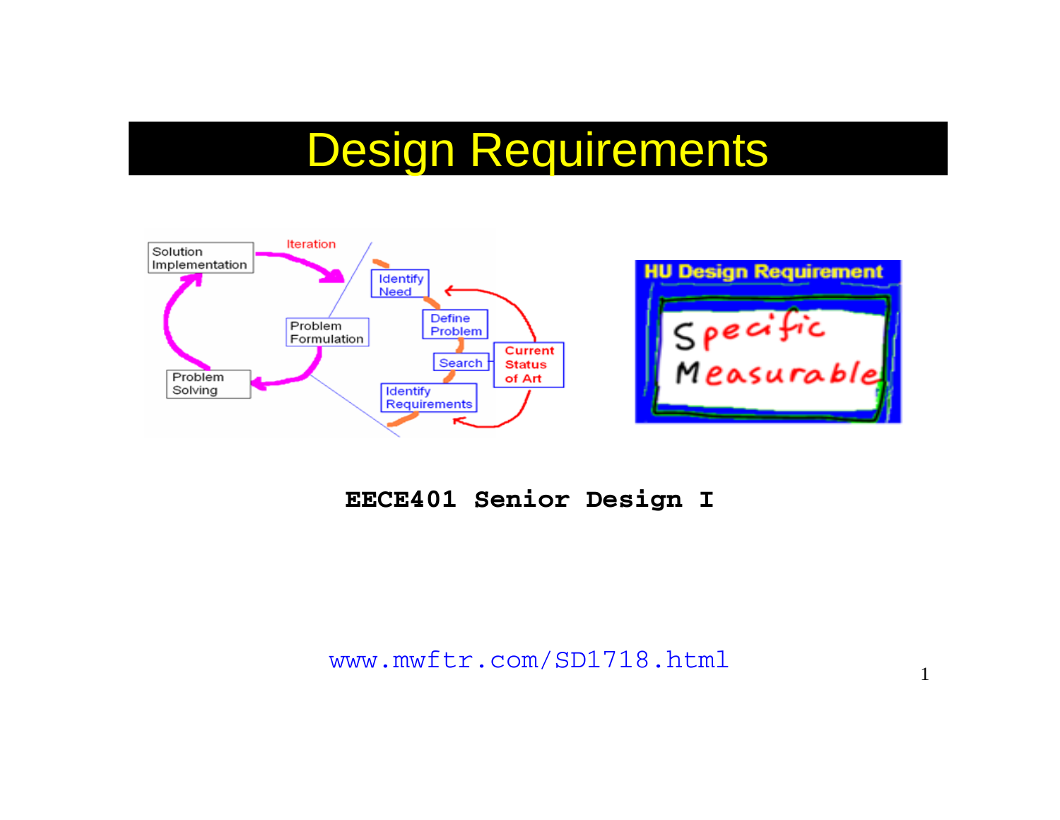# Design Requirements

**EECE401 Senior Design I**

www.mwftr.com/SD1718.html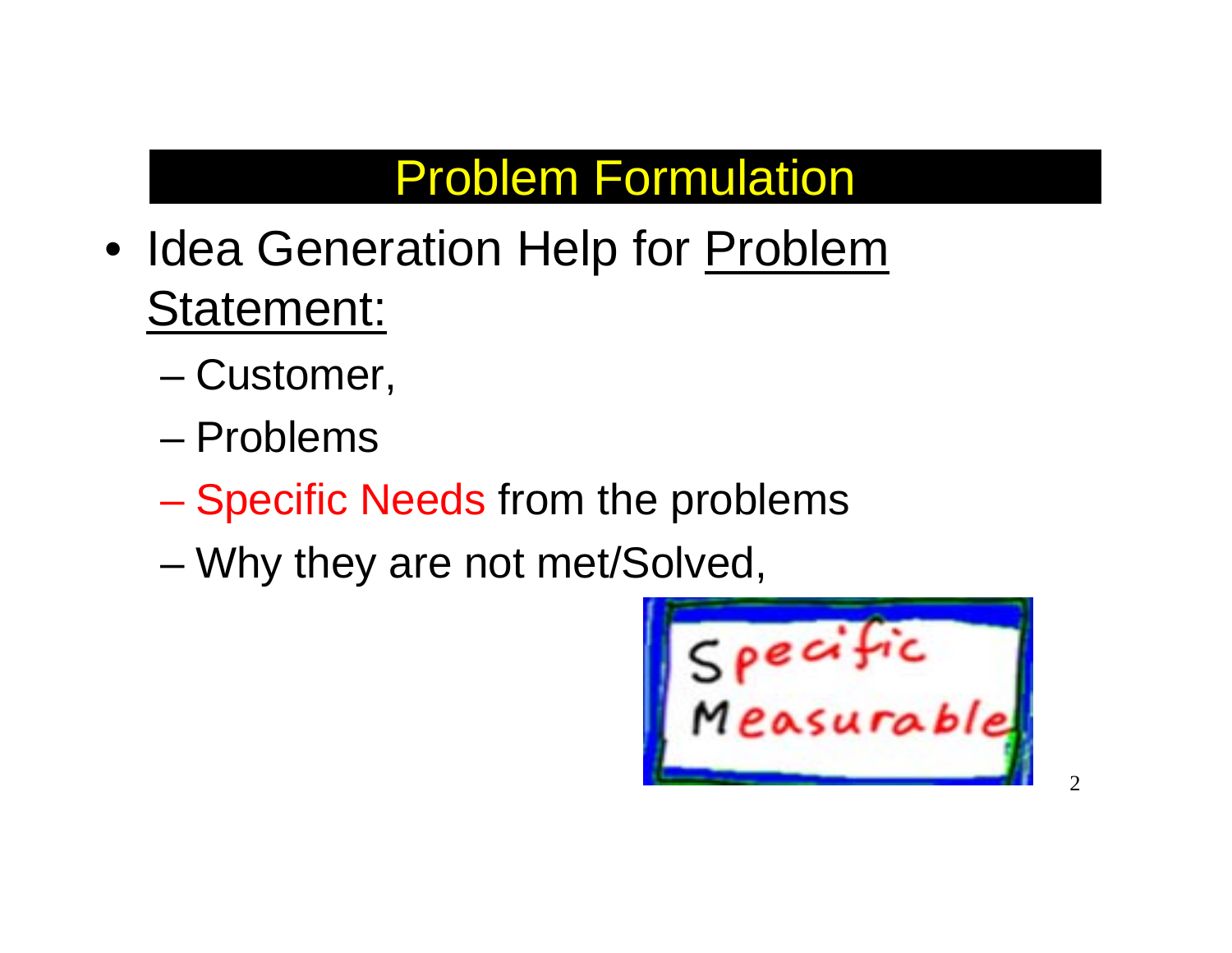# Problem Formulation

- Idea Generation Help for Problem Statement:
  - Customer,
  - Problems
  - Specific Needs from the problems
  - Why they are not met/Solved,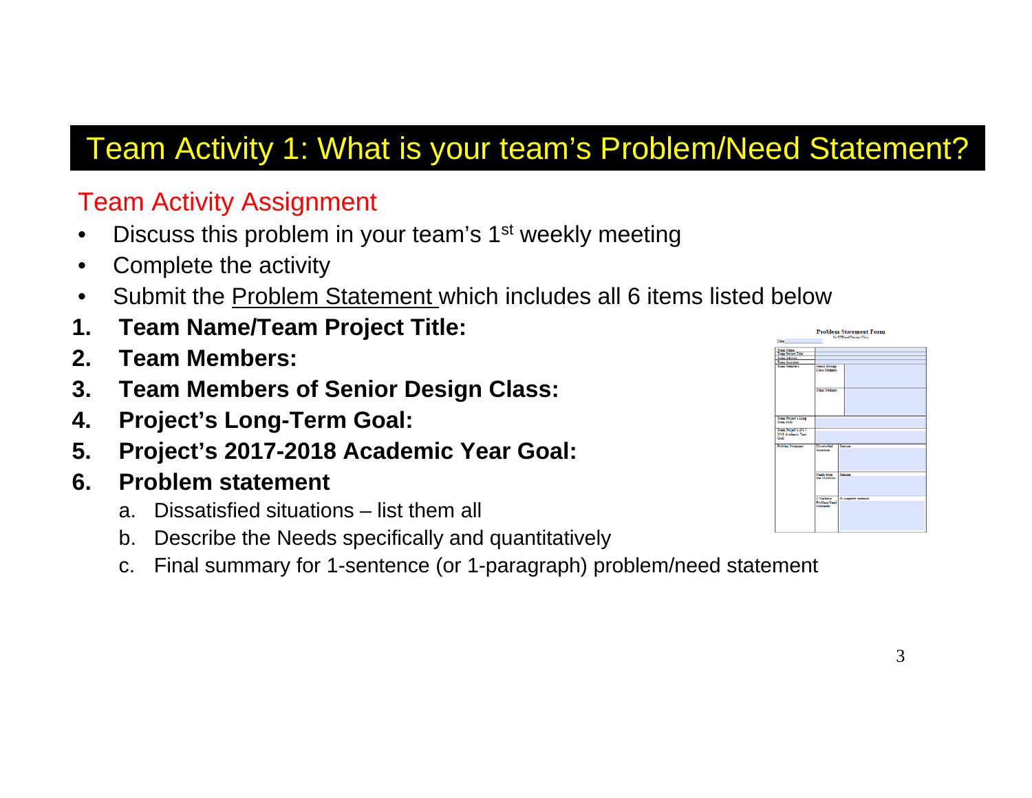# Team Activity 1: What is your team's Problem/Need Statement?

## Team Activity Assignment

- Discuss this problem in your team's 1st weekly meeting
- Complete the activity
- Submit the Problem Statement which includes all 6 items listed below

1. **Team Name/Team Project Title:**
2. **Team Members:**
3. **Team Members of Senior Design Class:**
4. **Project's Long-Term Goal:**
5. **Project's 2017-2018 Academic Year Goal:**
6. **Problem statement**
   a. Dissatisfied situations – list them all
   b. Describe the Needs specifically and quantitatively
   c. Final summary for 1-sentence (or 1-paragraph) problem/need statement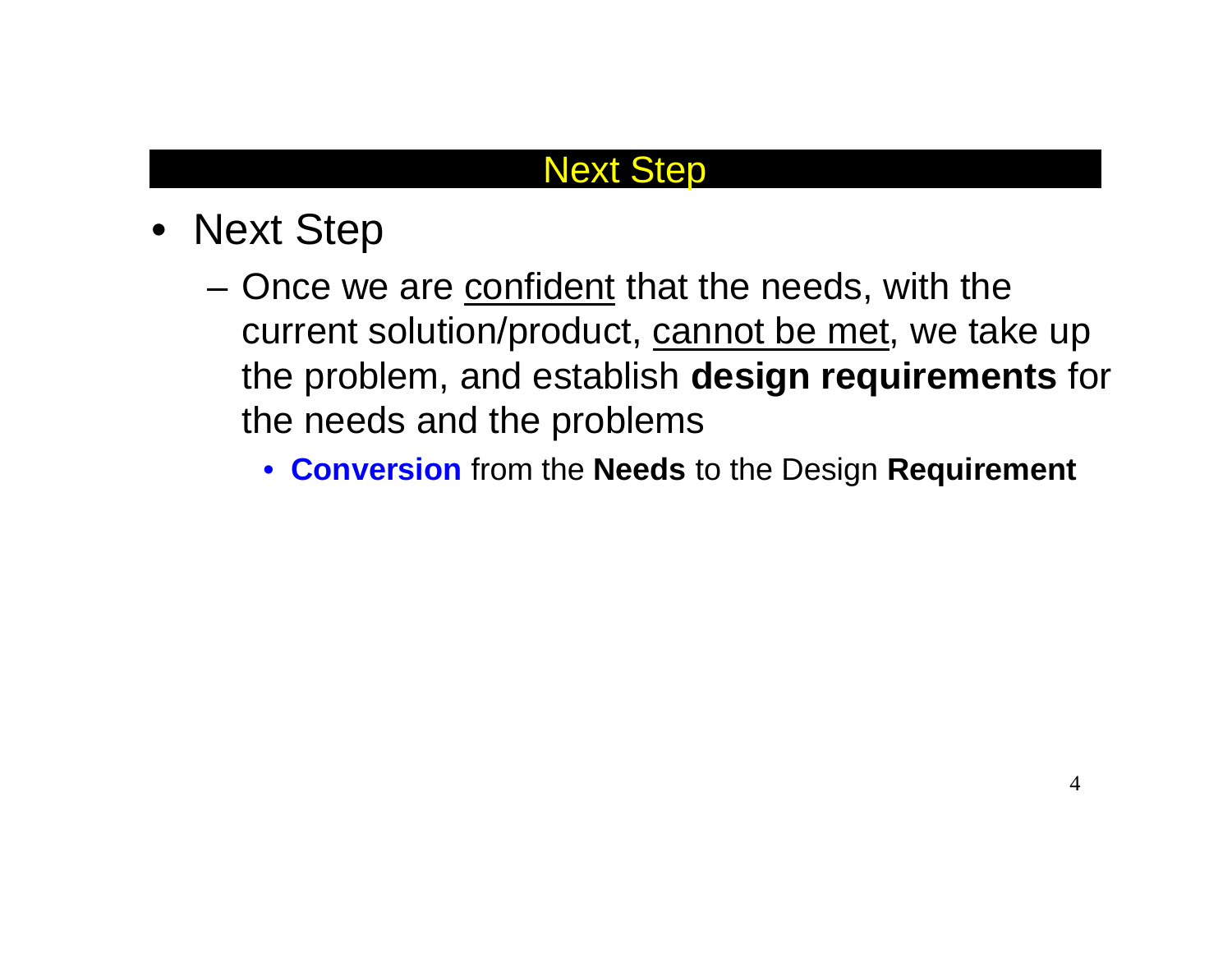## Next Step

- Next Step
  - Once we are <u>confident</u> that the needs, with the current solution/product, <u>cannot be met</u>, we take up the problem, and establish **design requirements** for the needs and the problems
    - **Conversion** from the **Needs** to the Design **Requirement**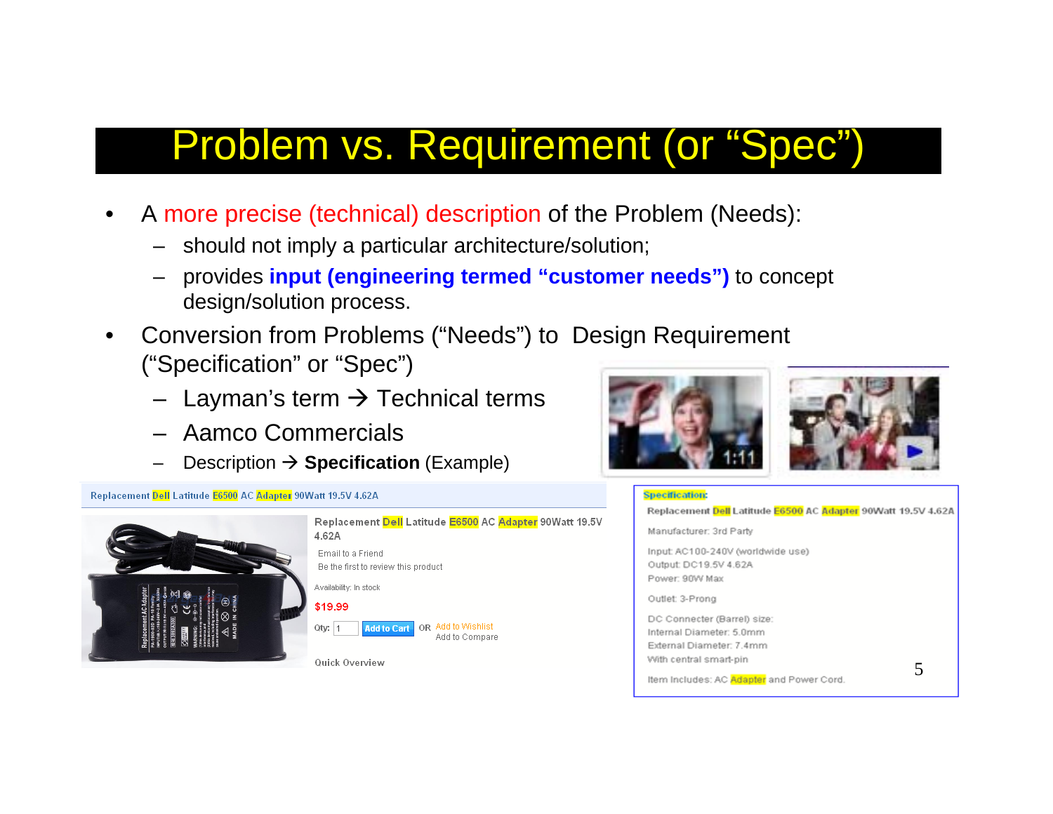# Problem vs. Requirement (or "Spec")

- A more precise (technical) description of the Problem (Needs):
  - should not imply a particular architecture/solution;
  - provides **input (engineering termed "customer needs")** to concept design/solution process.
- Conversion from Problems ("Needs") to Design Requirement ("Specification" or "Spec")
  - Layman's term → Technical terms
  - Aamco Commercials
  - Description → **Specification** (Example)

Replacement Dell Latitude E6500 AC Adapter 90Watt 19.5V 4.62A

Replacement Dell Latitude E6500 AC Adapter 90Watt 19.5V 4.62A

Email to a Friend

Be the first to review this product

Availability: In stock

$19.99

Qty: 1 Add to Cart OR Add to Wishlist

Add to Compare

Quick Overview

**Specification:**

Replacement Dell Latitude E6500 AC Adapter 90Watt 19.5V 4.62A

Manufacturer: 3rd Party

Input: AC100-240V (worldwide use)

Output: DC19.5V 4.62A

Power: 90W Max

Outlet: 3-Prong

DC Connecter (Barrel) size:

Internal Diameter: 5.0mm

External Diameter: 7.4mm

With central smart-pin

Item Includes: AC Adapter and Power Cord.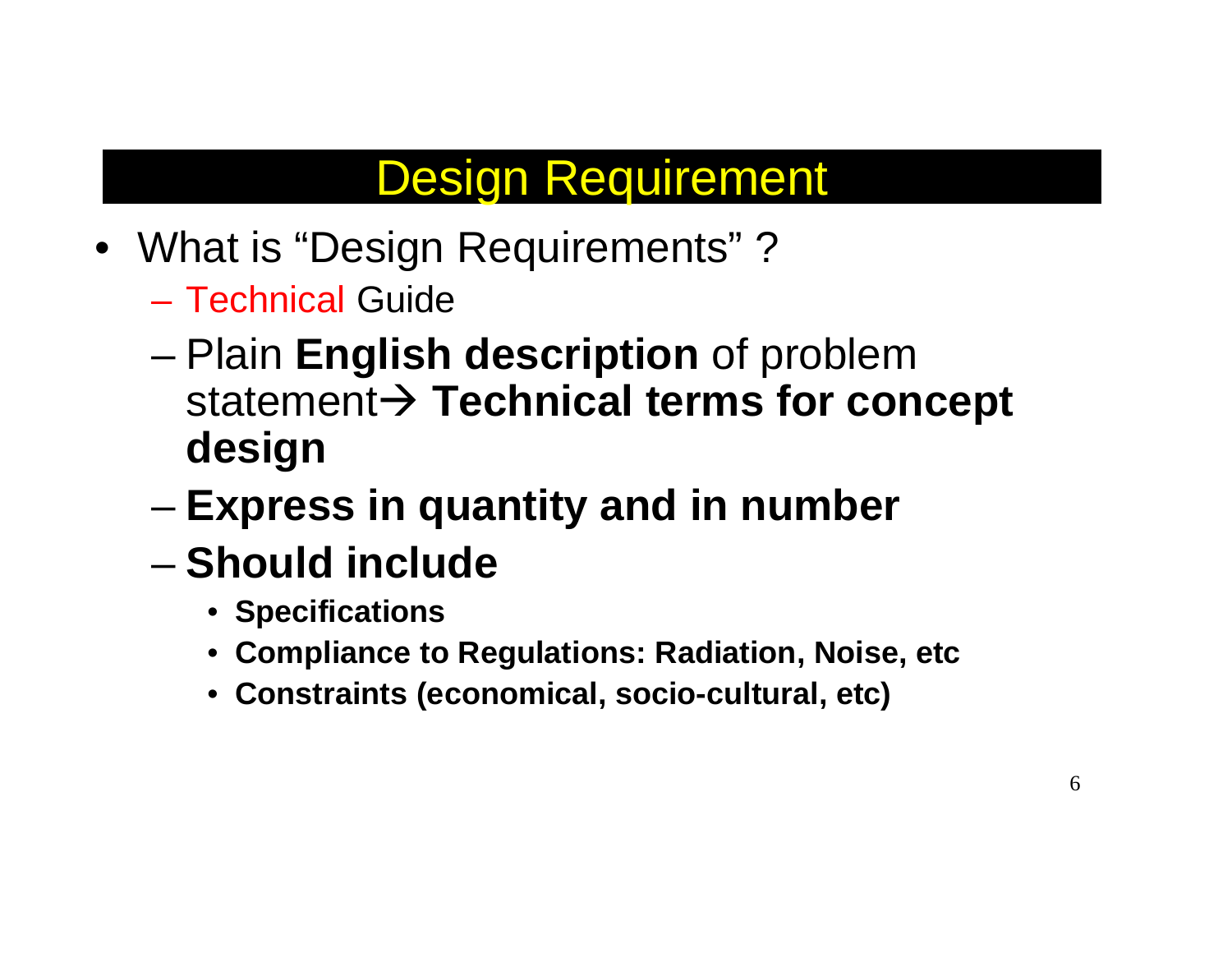# Design Requirement

- What is “Design Requirements” ?
  - Technical Guide
  - Plain **English description** of problem statement→ **Technical terms for concept design**
  - **Express in quantity and in number**
  - **Should include**
    - **Specifications**
    - **Compliance to Regulations: Radiation, Noise, etc**
    - **Constraints (economical, socio-cultural, etc)**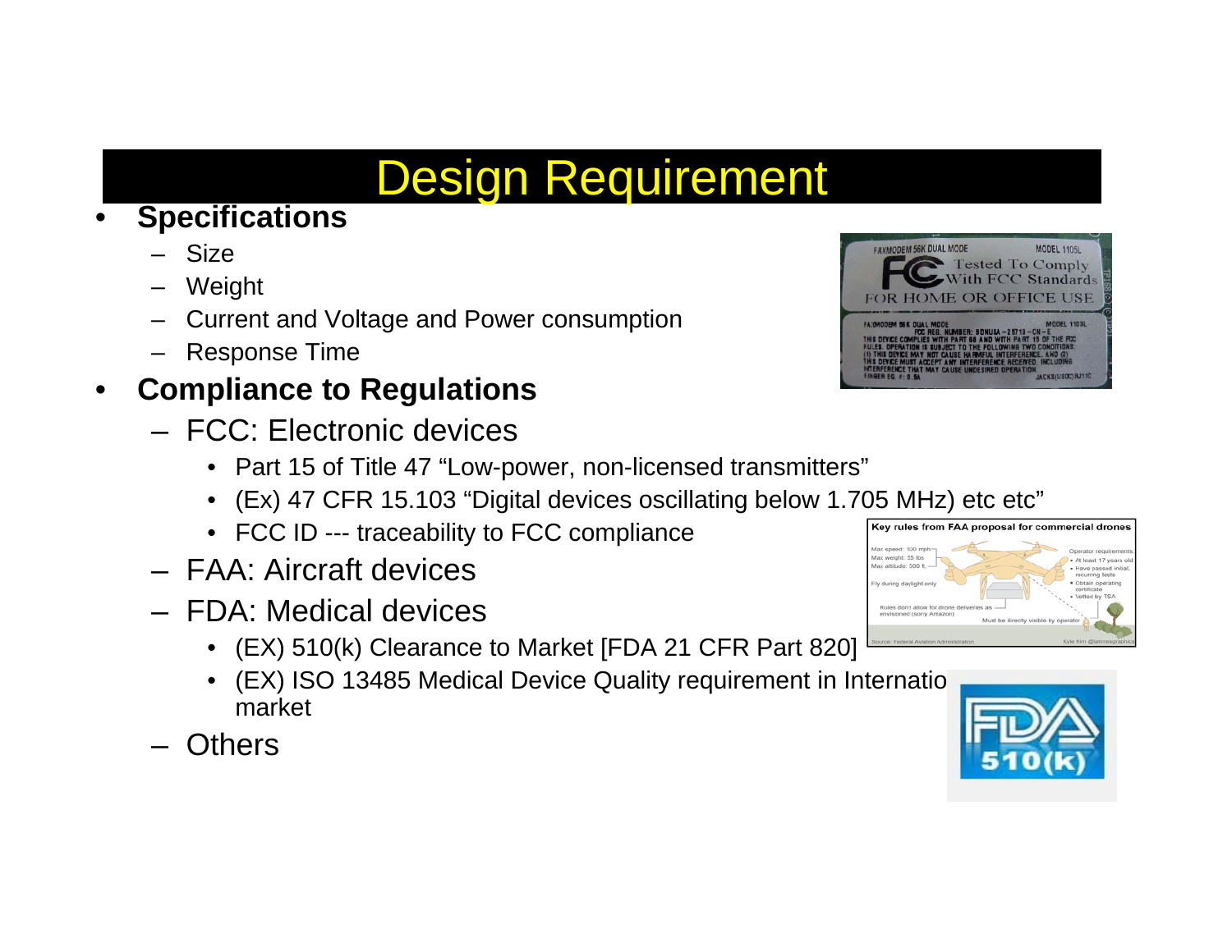# Design Requirement

- **Specifications**
  - Size
  - Weight
  - Current and Voltage and Power consumption
  - Response Time
- **Compliance to Regulations**
  - FCC: Electronic devices
    - Part 15 of Title 47 "Low-power, non-licensed transmitters"
    - (Ex) 47 CFR 15.103 "Digital devices oscillating below 1.705 MHz) etc etc"
    - FCC ID --- traceability to FCC compliance
  - FAA: Aircraft devices
  - FDA: Medical devices
    - (EX) 510(k) Clearance to Market [FDA 21 CFR Part 820]
    - (EX) ISO 13485 Medical Device Quality requirement in Internatio market
  - Others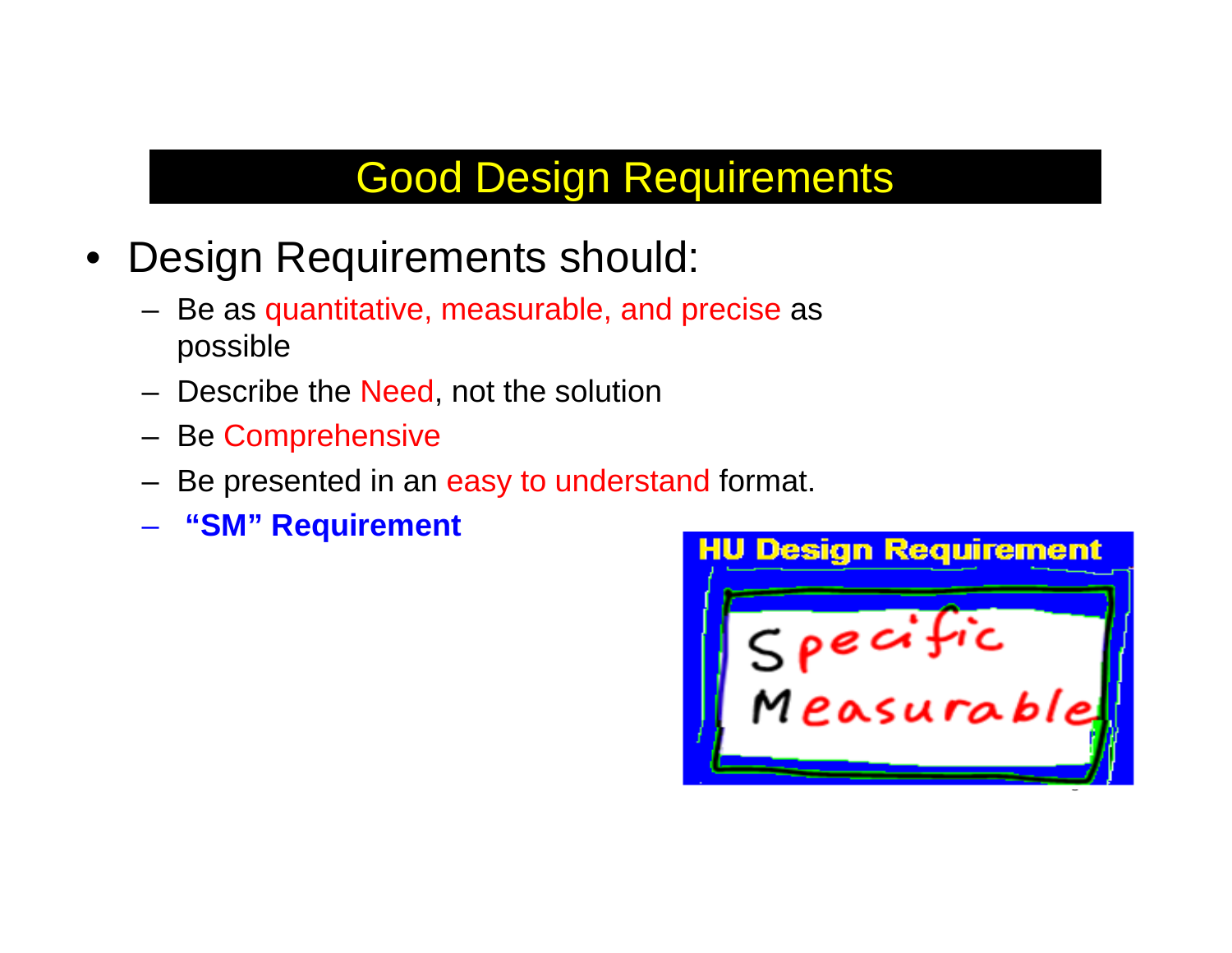# Good Design Requirements

- Design Requirements should:
  - Be as quantitative, measurable, and precise as possible
  - Describe the Need, not the solution
  - Be Comprehensive
  - Be presented in an easy to understand format.
  - **"SM" Requirement**

HU Design Requirement

Specific
Measurable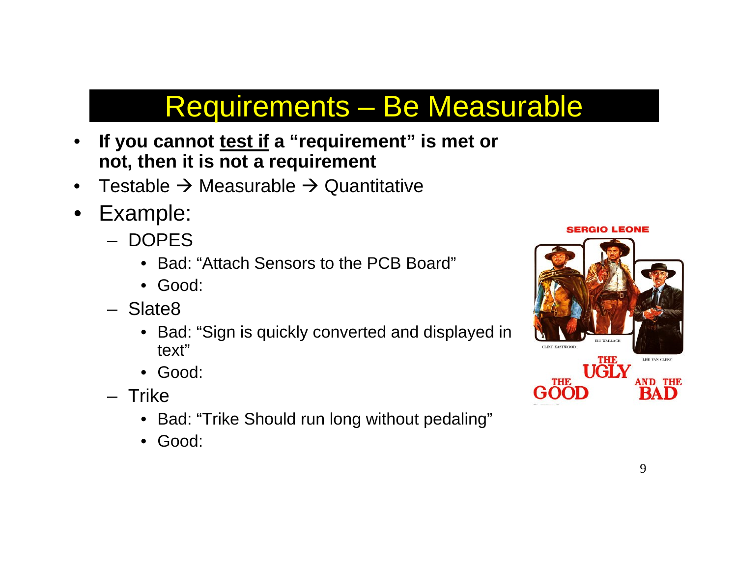# Requirements – Be Measurable

- **If you cannot <u>test if</u> a "requirement" is met or not, then it is not a requirement**
- Testable → Measurable → Quantitative
- Example:
  - DOPES
    - Bad: "Attach Sensors to the PCB Board"
    - Good:
  - Slate8
    - Bad: "Sign is quickly converted and displayed in text"
    - Good:
  - Trike
    - Bad: "Trike Should run long without pedaling"
    - Good: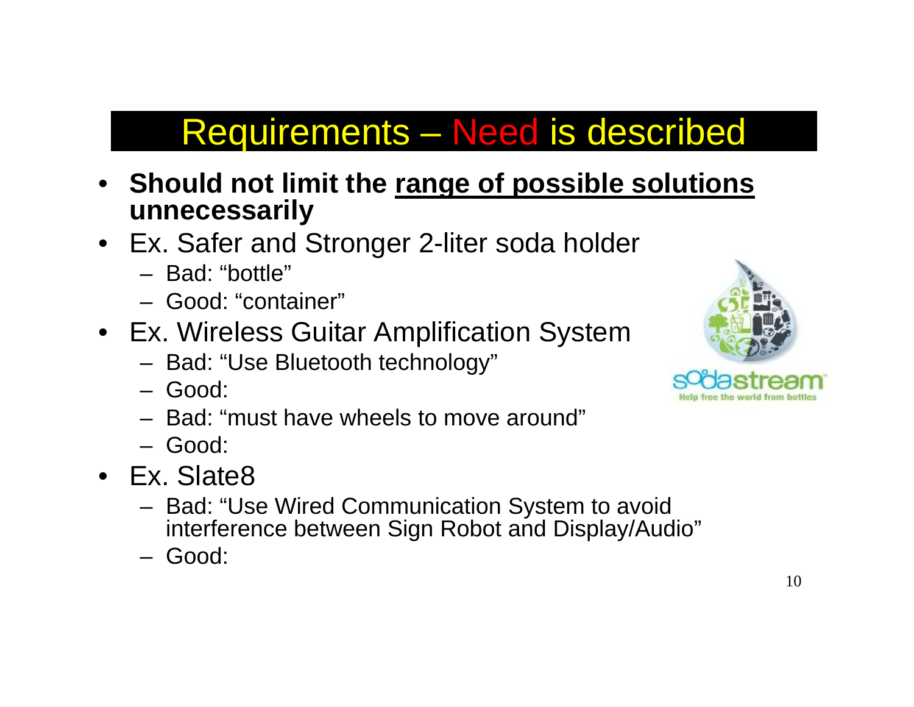# Requirements – Need is described

- **Should not limit the <u>range of possible solutions</u> unnecessarily**
- Ex. Safer and Stronger 2-liter soda holder
  - Bad: “bottle”
  - Good: “container”
- Ex. Wireless Guitar Amplification System
  - Bad: “Use Bluetooth technology”
  - Good:
  - Bad: “must have wheels to move around”
  - Good:
- Ex. Slate8
  - Bad: “Use Wired Communication System to avoid interference between Sign Robot and Display/Audio”
  - Good: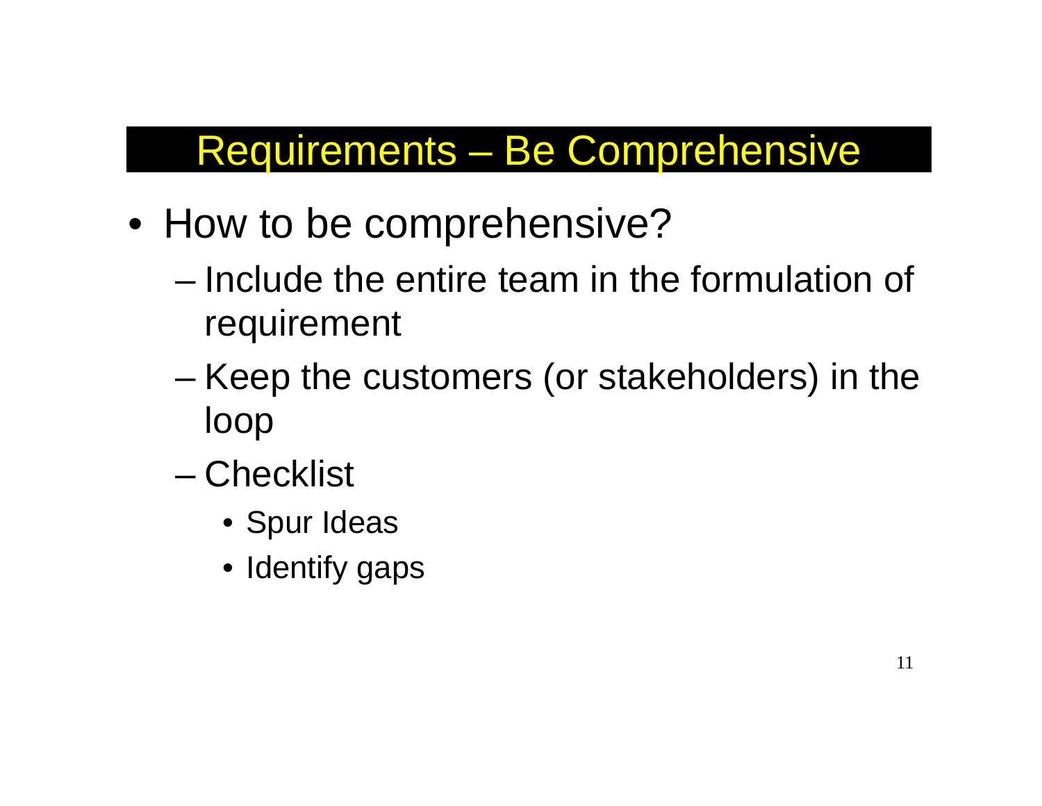## Requirements – Be Comprehensive

- How to be comprehensive?
  - Include the entire team in the formulation of requirement
  - Keep the customers (or stakeholders) in the loop
  - Checklist
    - Spur Ideas
    - Identify gaps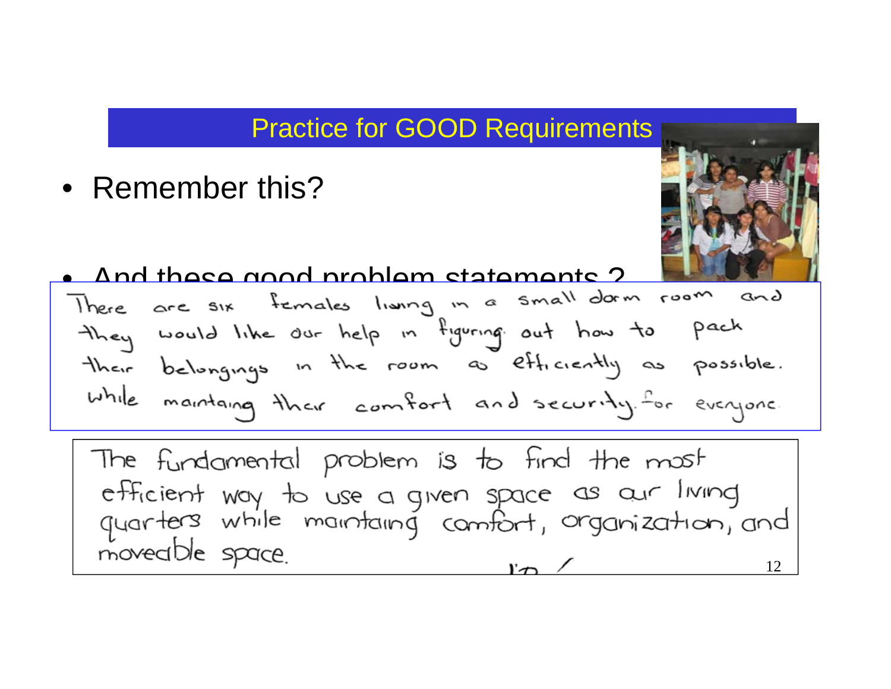## Practice for GOOD Requirements

- Remember this?
- And these good problem statements ?

There are six females living in a small dorm room and they would like our help in figuring out how to pack their belongings in the room as efficiently as possible. while maintaing their comfort and security for everyone.

The fundamental problem is to find the most efficient way to use a given space as our living quarters while maintaing comfort, organization, and moveable space.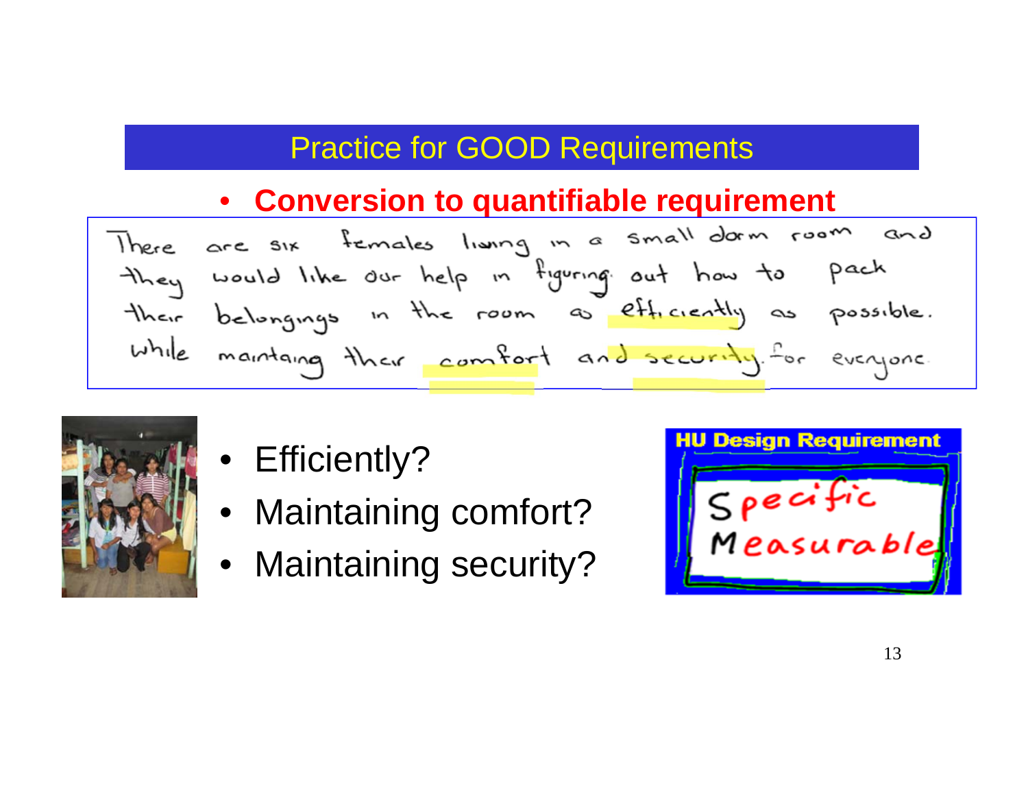# Practice for GOOD Requirements

- **Conversion to quantifiable requirement**

There are six females living in a small dorm room and they would like our help in figuring out how to pack their belongings in the room as efficiently as possible. while maintaing their comfort and security for everyone.

- Efficiently?
- Maintaining comfort?
- Maintaining security?

**HU Design Requirement**

Specific
Measurable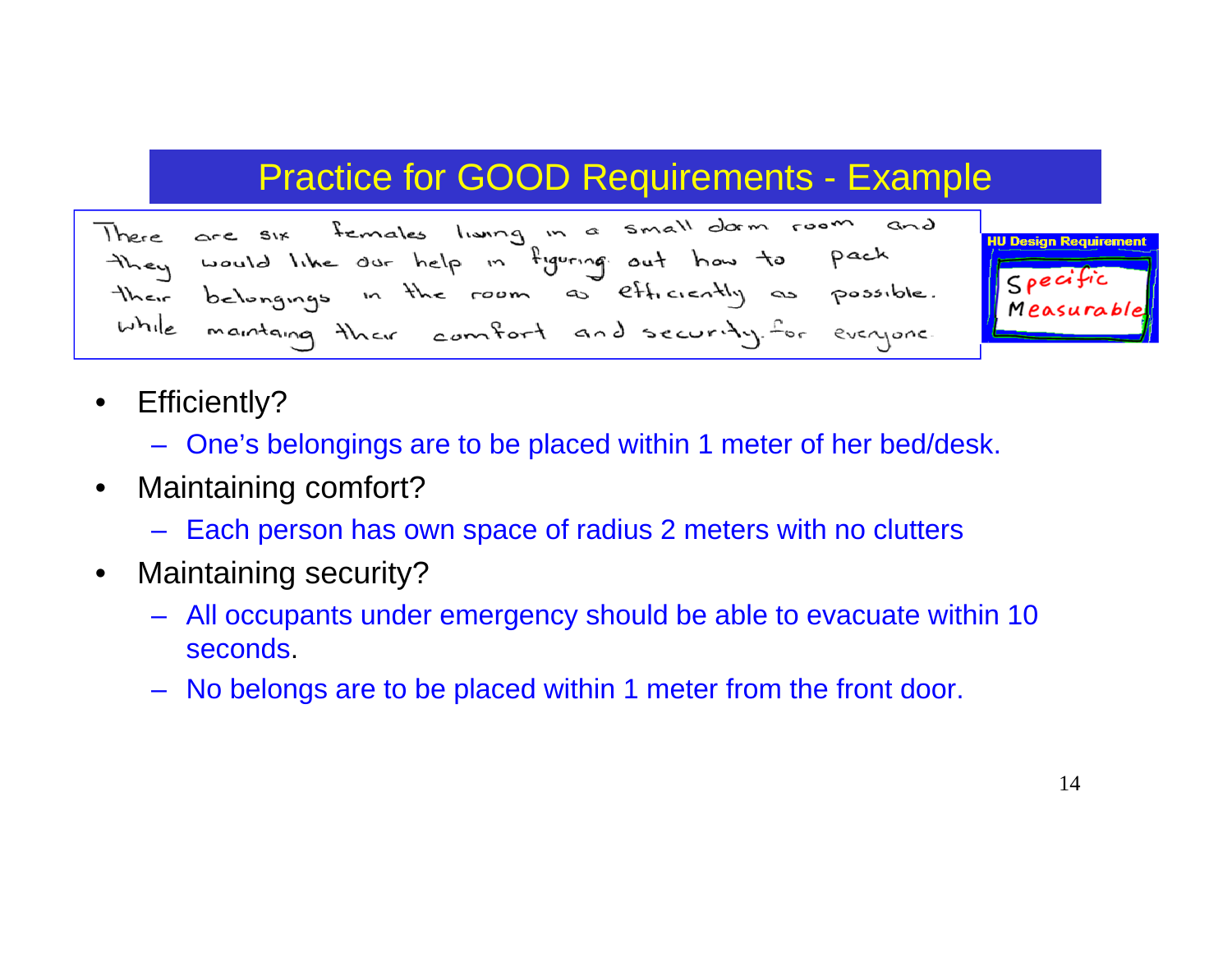# Practice for GOOD Requirements - Example

> There are six females living in a small dorm room and they would like our help in figuring out how to pack their belongings in the room as efficiently as possible while maintaing their comfort and security for everyone.

**HU Design Requirement**
- Specific
- Measurable

- Efficiently?
  - One's belongings are to be placed within 1 meter of her bed/desk.
- Maintaining comfort?
  - Each person has own space of radius 2 meters with no clutters
- Maintaining security?
  - All occupants under emergency should be able to evacuate within 10 seconds.
  - No belongs are to be placed within 1 meter from the front door.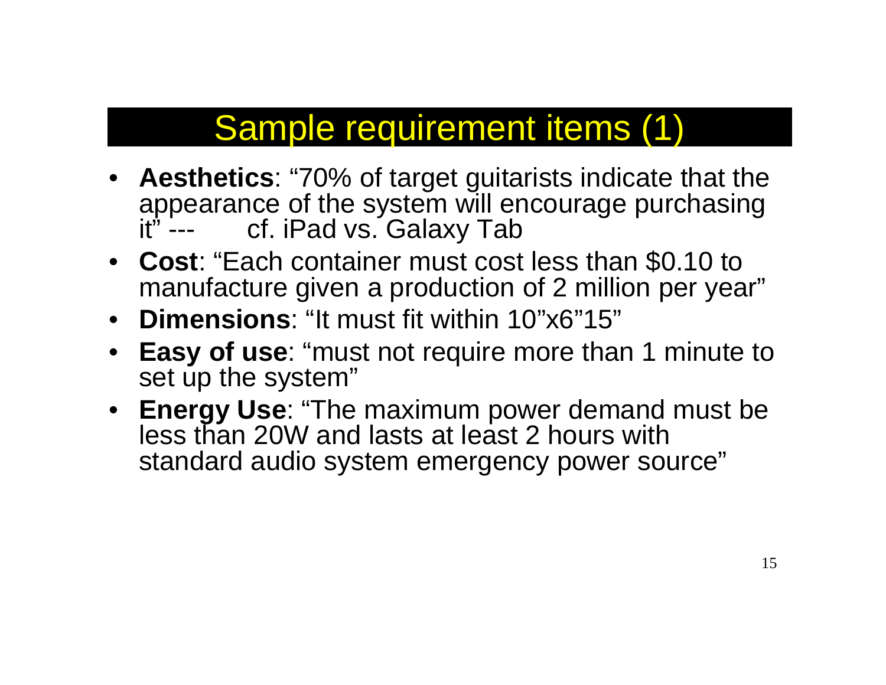# Sample requirement items (1)

- **Aesthetics**: “70% of target guitarists indicate that the appearance of the system will encourage purchasing it” --- cf. iPad vs. Galaxy Tab
- **Cost**: “Each container must cost less than $0.10 to manufacture given a production of 2 million per year”
- **Dimensions**: “It must fit within 10”x6”15”
- **Easy of use**: “must not require more than 1 minute to set up the system”
- **Energy Use**: “The maximum power demand must be less than 20W and lasts at least 2 hours with standard audio system emergency power source”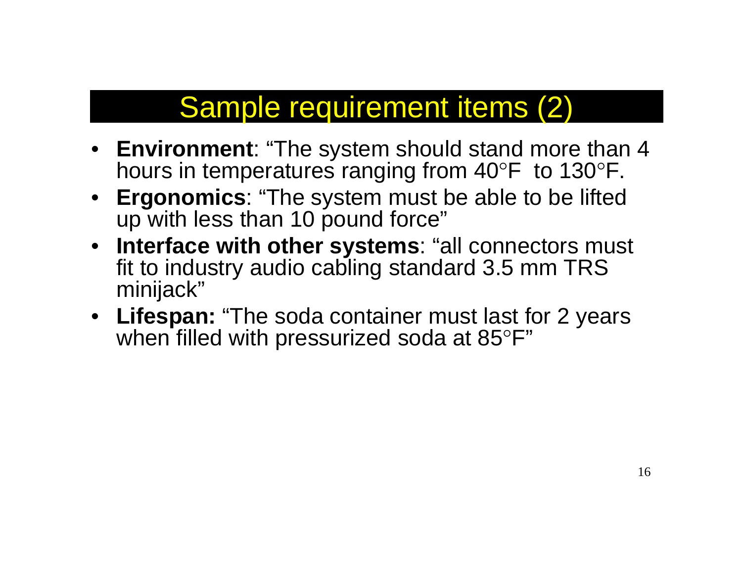# Sample requirement items (2)

- **Environment**: "The system should stand more than 4 hours in temperatures ranging from 40°F to 130°F.
- **Ergonomics**: "The system must be able to be lifted up with less than 10 pound force"
- **Interface with other systems**: "all connectors must fit to industry audio cabling standard 3.5 mm TRS minijack"
- **Lifespan:** "The soda container must last for 2 years when filled with pressurized soda at 85°F"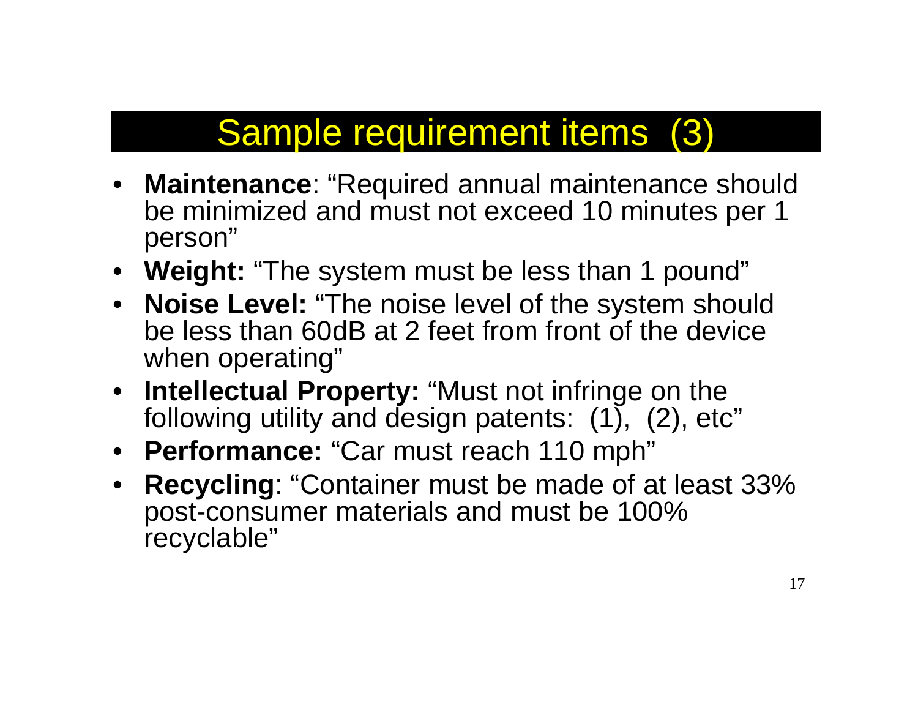# Sample requirement items (3)

- **Maintenance**: "Required annual maintenance should be minimized and must not exceed 10 minutes per 1 person"
- **Weight:** "The system must be less than 1 pound"
- **Noise Level:** "The noise level of the system should be less than 60dB at 2 feet from front of the device when operating"
- **Intellectual Property:** "Must not infringe on the following utility and design patents: (1), (2), etc"
- **Performance:** "Car must reach 110 mph"
- **Recycling**: "Container must be made of at least 33% post-consumer materials and must be 100% recyclable"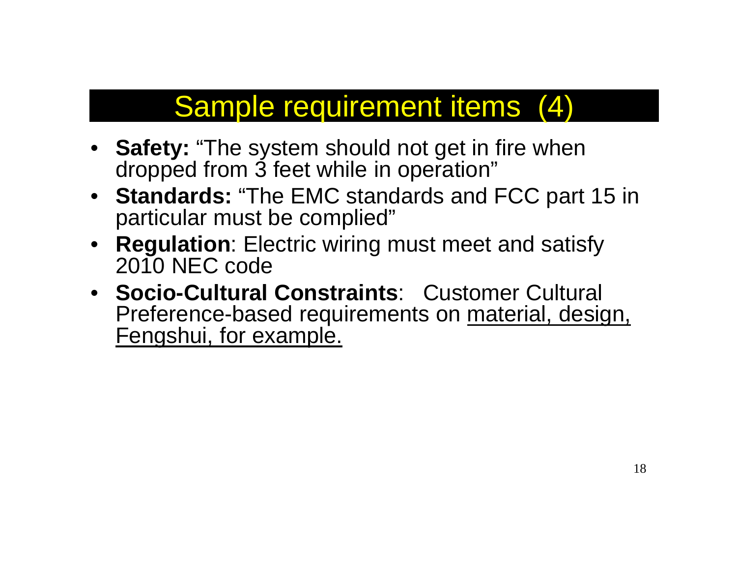# Sample requirement items (4)

- **Safety:** "The system should not get in fire when dropped from 3 feet while in operation"
- **Standards:** "The EMC standards and FCC part 15 in particular must be complied"
- **Regulation**: Electric wiring must meet and satisfy 2010 NEC code
- **Socio-Cultural Constraints**: Customer Cultural Preference-based requirements on <u>material, design, Fengshui, for example.</u>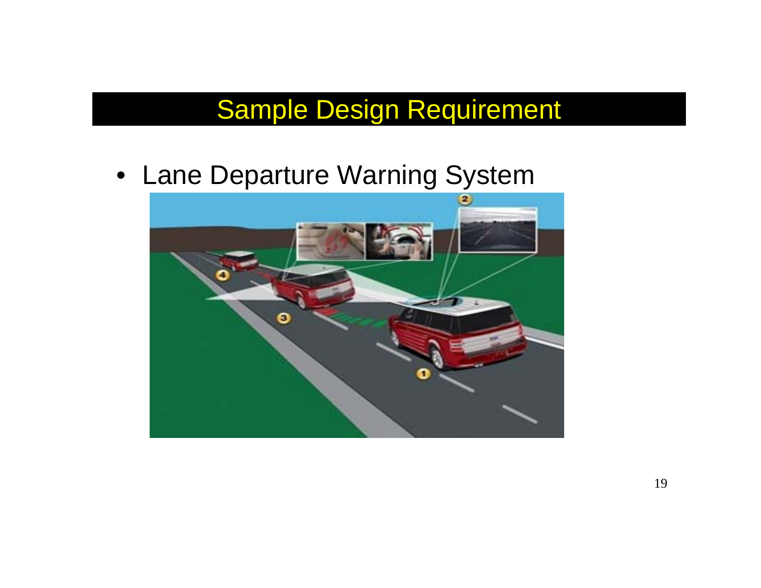# Sample Design Requirement

- Lane Departure Warning System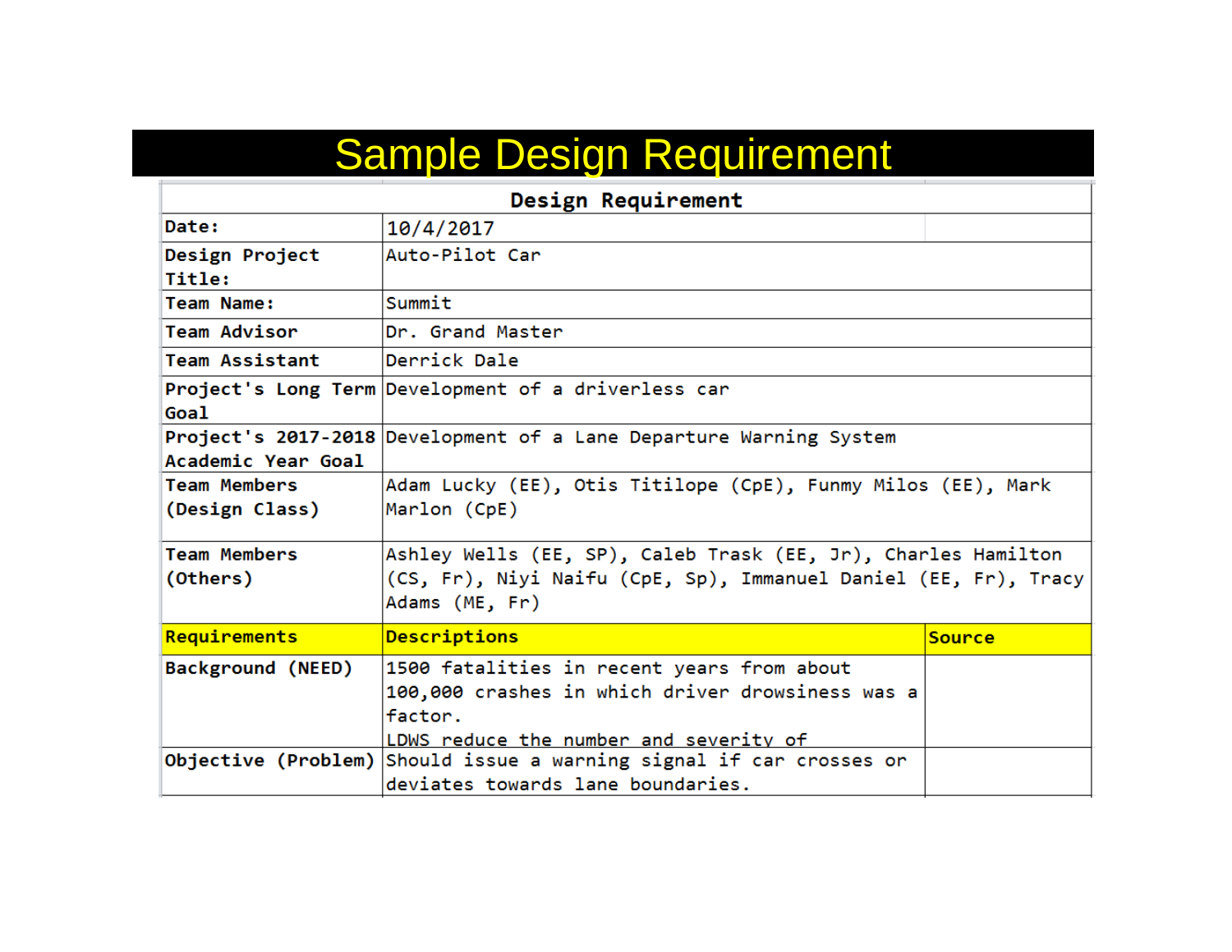# Sample Design Requirement

| Design Requirement | | |
|---|---|---|
| **Date:** | 10/4/2017 | |
| **Design Project Title:** | Auto-Pilot Car | |
| **Team Name:** | Summit | |
| **Team Advisor** | Dr. Grand Master | |
| **Team Assistant** | Derrick Dale | |
| **Project's Long Term Goal** | Development of a driverless car | |
| **Project's 2017-2018 Academic Year Goal** | Development of a Lane Departure Warning System | |
| **Team Members (Design Class)** | Adam Lucky (EE), Otis Titilope (CpE), Funmy Milos (EE), Mark Marlon (CpE) | |
| **Team Members (Others)** | Ashley Wells (EE, SP), Caleb Trask (EE, Jr), Charles Hamilton (CS, Fr), Niyi Naifu (CpE, Sp), Immanuel Daniel (EE, Fr), Tracy Adams (ME, Fr) | |
| **Requirements** | **Descriptions** | **Source** |
| **Background (NEED)** | 1500 fatalities in recent years from about 100,000 crashes in which driver drowsiness was a factor. LDWS reduce the number and severity of | |
| **Objective (Problem)** | Should issue a warning signal if car crosses or deviates towards lane boundaries. | |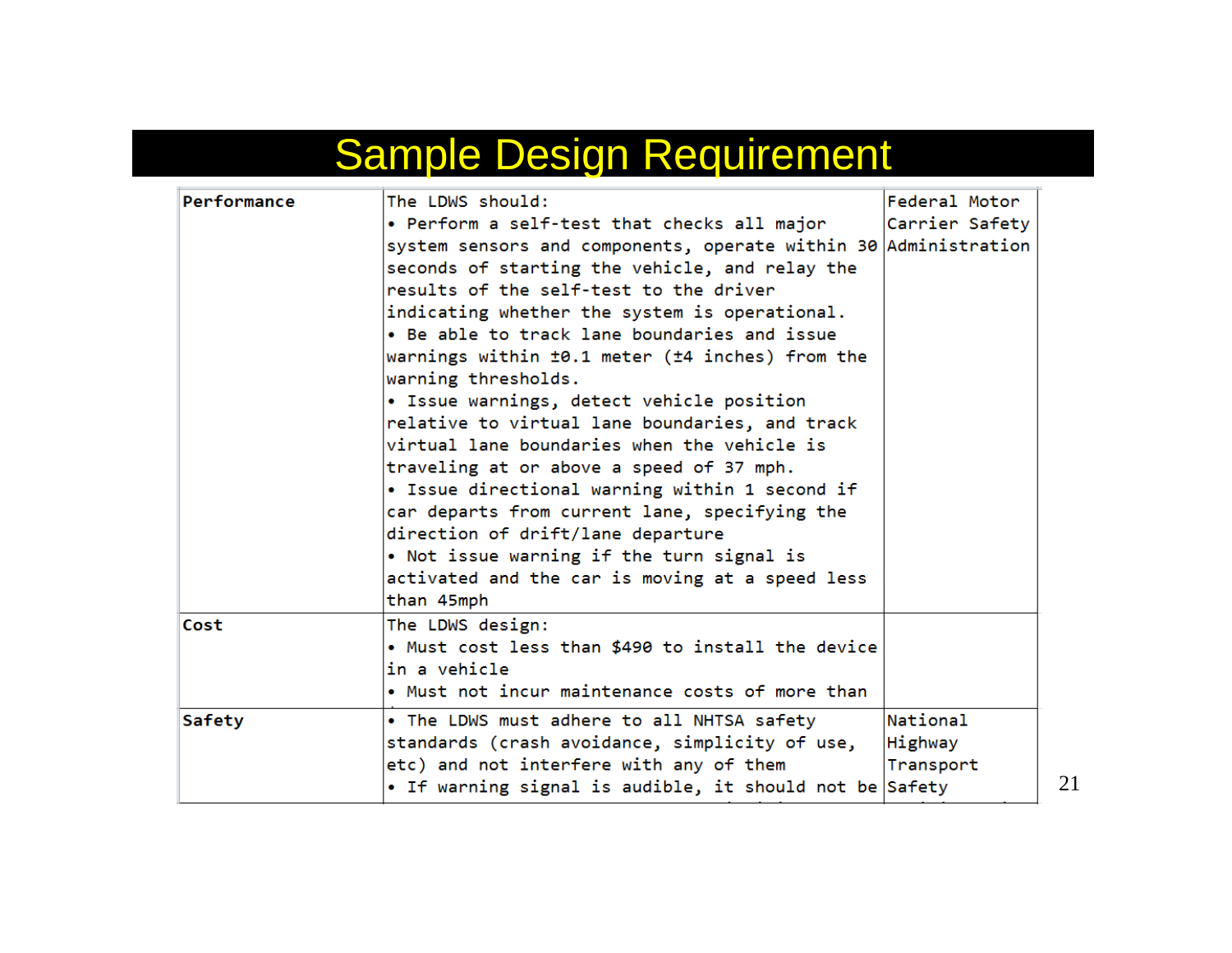# Sample Design Requirement

| Performance | The LDWS should:<br>• Perform a self-test that checks all major system sensors and components, operate within 30 seconds of starting the vehicle, and relay the results of the self-test to the driver indicating whether the system is operational.<br>• Be able to track lane boundaries and issue warnings within ±0.1 meter (±4 inches) from the warning thresholds.<br>• Issue warnings, detect vehicle position relative to virtual lane boundaries, and track virtual lane boundaries when the vehicle is traveling at or above a speed of 37 mph.<br>• Issue directional warning within 1 second if car departs from current lane, specifying the direction of drift/lane departure<br>• Not issue warning if the turn signal is activated and the car is moving at a speed less than 45mph | Federal Motor Carrier Safety Administration |
|---|---|---|
| Cost | The LDWS design:<br>• Must cost less than $490 to install the device in a vehicle<br>• Must not incur maintenance costs of more than | |
| Safety | • The LDWS must adhere to all NHTSA safety standards (crash avoidance, simplicity of use, etc) and not interfere with any of them<br>• If warning signal is audible, it should not be | National Highway Transport Safety |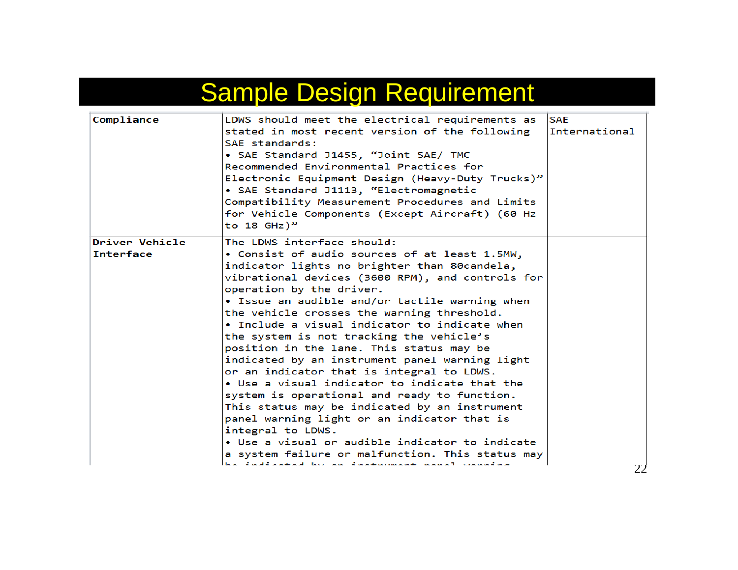# Sample Design Requirement

| Compliance | LDWS should meet the electrical requirements as stated in most recent version of the following SAE standards:<br>• SAE Standard J1455, "Joint SAE/ TMC Recommended Environmental Practices for Electronic Equipment Design (Heavy-Duty Trucks)"<br>• SAE Standard J1113, "Electromagnetic Compatibility Measurement Procedures and Limits for Vehicle Components (Except Aircraft) (60 Hz to 18 GHz)" | SAE International |
|---|---|---|
| **Driver-Vehicle Interface** | The LDWS interface should:<br>• Consist of audio sources of at least 1.5MW, indicator lights no brighter than 80candela, vibrational devices (3600 RPM), and controls for operation by the driver.<br>• Issue an audible and/or tactile warning when the vehicle crosses the warning threshold.<br>• Include a visual indicator to indicate when the system is not tracking the vehicle's position in the lane. This status may be indicated by an instrument panel warning light or an indicator that is integral to LDWS.<br>• Use a visual indicator to indicate that the system is operational and ready to function. This status may be indicated by an instrument panel warning light or an indicator that is integral to LDWS.<br>• Use a visual or audible indicator to indicate a system failure or malfunction. This status may be indicated by an instrument panel warning | |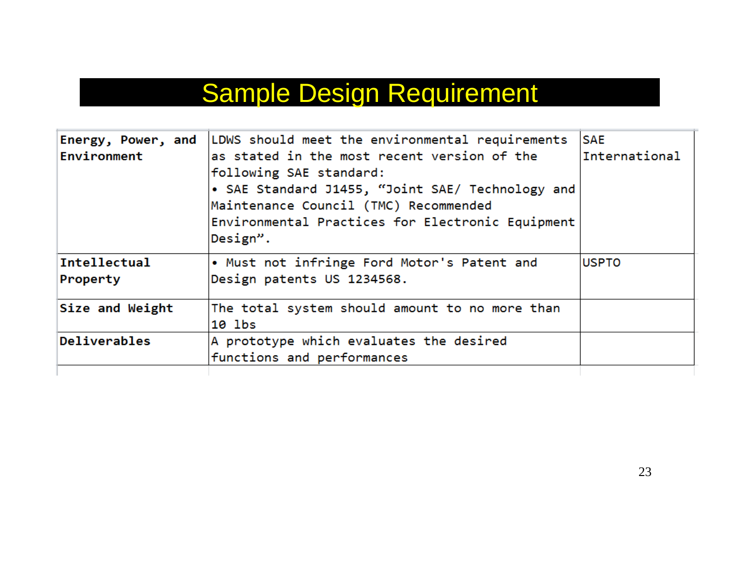# Sample Design Requirement

| | | |
|---|---|---|
| **Energy, Power, and Environment** | LDWS should meet the environmental requirements as stated in the most recent version of the following SAE standard:<br>• SAE Standard J1455, "Joint SAE/ Technology and Maintenance Council (TMC) Recommended Environmental Practices for Electronic Equipment Design". | SAE International |
| **Intellectual Property** | • Must not infringe Ford Motor's Patent and Design patents US 1234568. | USPTO |
| **Size and Weight** | The total system should amount to no more than 10 lbs | |
| **Deliverables** | A prototype which evaluates the desired functions and performances | |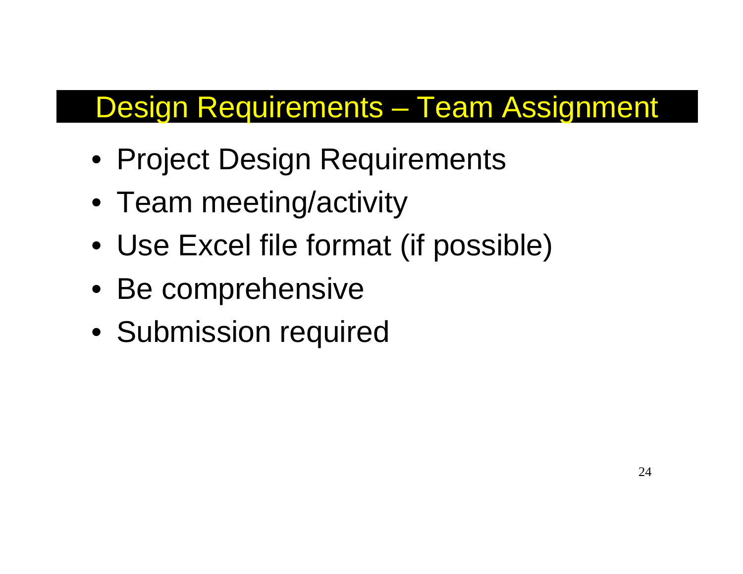# Design Requirements – Team Assignment

- Project Design Requirements
- Team meeting/activity
- Use Excel file format (if possible)
- Be comprehensive
- Submission required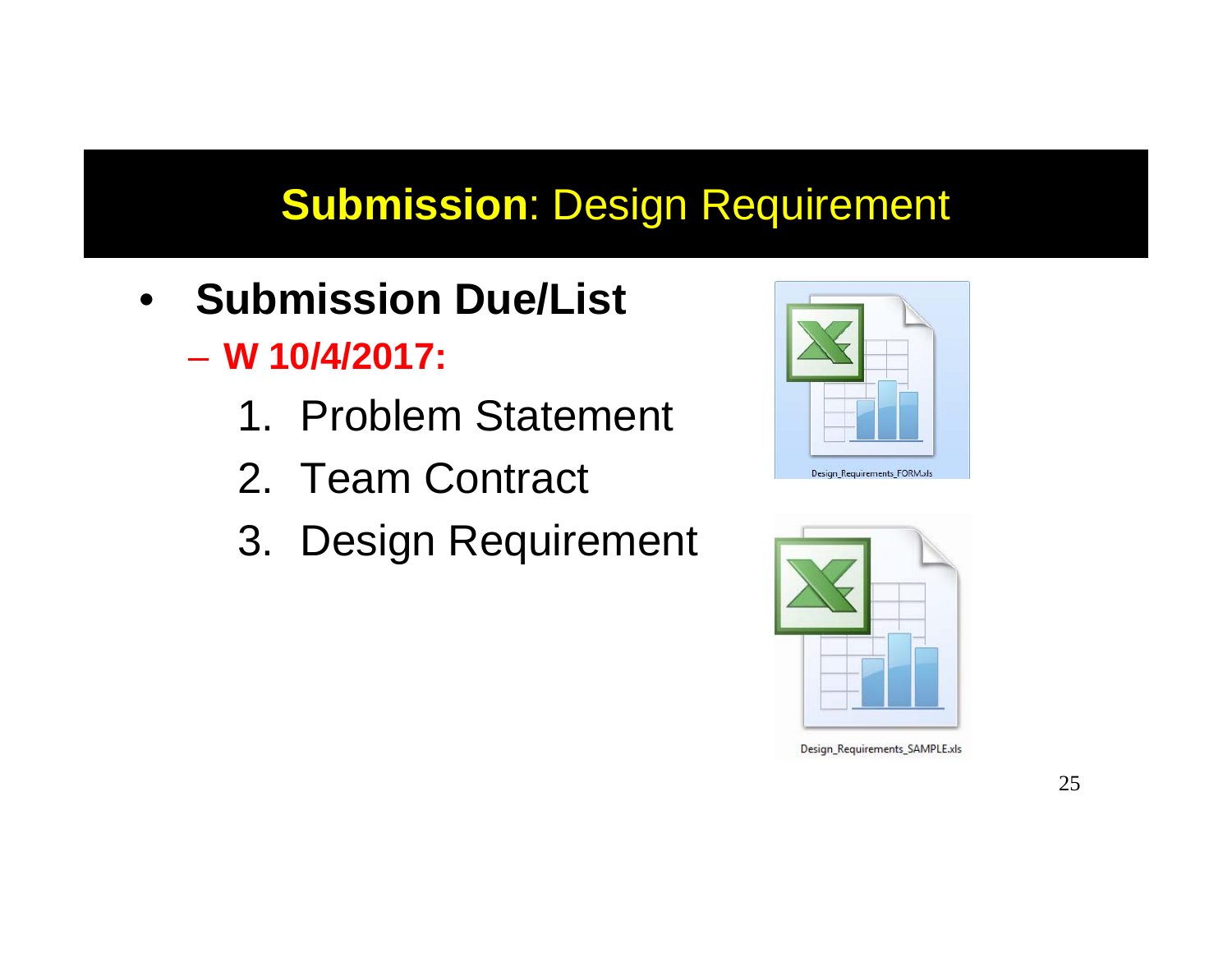# **Submission**: Design Requirement

- **Submission Due/List**
  - **W 10/4/2017:**
    1. Problem Statement
    2. Team Contract
    3. Design Requirement

Design_Requirements_FORM.xls

Design_Requirements_SAMPLE.xls